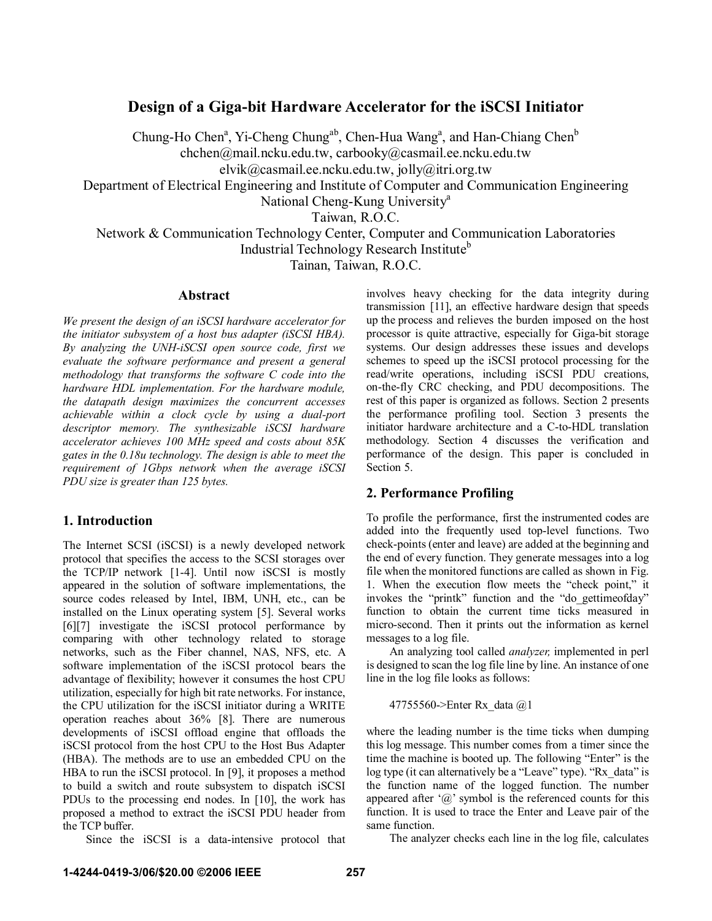# Design of a Giga-bit Hardware Accelerator for the iSCSI Initiator

Chung-Ho Chen[a], Yi-Cheng Chung[ab], Chen-Hua Wang[a], and Han-Chiang Chen[b]
chchen@mail.ncku.edu.tw, carbooky@casmail.ee.ncku.edu.tw
elvik@casmail.ee.ncku.edu.tw, jolly@itri.org.tw
Department of Electrical Engineering and Institute of Computer and Communication Engineering
National Cheng-Kung University[a]
Taiwan, R.O.C.
Network & Communication Technology Center, Computer and Communication Laboratories
Industrial Technology Research Institute[b]
Tainan, Taiwan, R.O.C.

## Abstract

*We present the design of an iSCSI hardware accelerator for the initiator subsystem of a host bus adapter (iSCSI HBA). By analyzing the UNH-iSCSI open source code, first we evaluate the software performance and present a general methodology that transforms the software C code into the hardware HDL implementation. For the hardware module, the datapath design maximizes the concurrent accesses achievable within a clock cycle by using a dual-port descriptor memory. The synthesizable iSCSI hardware accelerator achieves 100 MHz speed and costs about 85K gates in the 0.18u technology. The design is able to meet the requirement of 1Gbps network when the average iSCSI PDU size is greater than 125 bytes.*

## 1. Introduction

The Internet SCSI (iSCSI) is a newly developed network protocol that specifies the access to the SCSI storages over the TCP/IP network [1-4]. Until now iSCSI is mostly appeared in the solution of software implementations, the source codes released by Intel, IBM, UNH, etc., can be installed on the Linux operating system [5]. Several works [6][7] investigate the iSCSI protocol performance by comparing with other technology related to storage networks, such as the Fiber channel, NAS, NFS, etc. A software implementation of the iSCSI protocol bears the advantage of flexibility; however it consumes the host CPU utilization, especially for high bit rate networks. For instance, the CPU utilization for the iSCSI initiator during a WRITE operation reaches about 36% [8]. There are numerous developments of iSCSI offload engine that offloads the iSCSI protocol from the host CPU to the Host Bus Adapter (HBA). The methods are to use an embedded CPU on the HBA to run the iSCSI protocol. In [9], it proposes a method to build a switch and route subsystem to dispatch iSCSI PDUs to the processing end nodes. In [10], the work has proposed a method to extract the iSCSI PDU header from the TCP buffer.

Since the iSCSI is a data-intensive protocol that involves heavy checking for the data integrity during transmission [11], an effective hardware design that speeds up the process and relieves the burden imposed on the host processor is quite attractive, especially for Giga-bit storage systems. Our design addresses these issues and develops schemes to speed up the iSCSI protocol processing for the read/write operations, including iSCSI PDU creations, on-the-fly CRC checking, and PDU decompositions. The rest of this paper is organized as follows. Section 2 presents the performance profiling tool. Section 3 presents the initiator hardware architecture and a C-to-HDL translation methodology. Section 4 discusses the verification and performance of the design. This paper is concluded in Section 5.

## 2. Performance Profiling

To profile the performance, first the instrumented codes are added into the frequently used top-level functions. Two check-points (enter and leave) are added at the beginning and the end of every function. They generate messages into a log file when the monitored functions are called as shown in Fig. 1. When the execution flow meets the "check point," it invokes the "printk" function and the "do_gettimeofday" function to obtain the current time ticks measured in micro-second. Then it prints out the information as kernel messages to a log file.

An analyzing tool called *analyzer,* implemented in perl is designed to scan the log file line by line. An instance of one line in the log file looks as follows:

```
47755560->Enter Rx_data @1
```

where the leading number is the time ticks when dumping this log message. This number comes from a timer since the time the machine is booted up. The following "Enter" is the log type (it can alternatively be a "Leave" type). "Rx_data" is the function name of the logged function. The number appeared after '@' symbol is the referenced counts for this function. It is used to trace the Enter and Leave pair of the same function.

The analyzer checks each line in the log file, calculates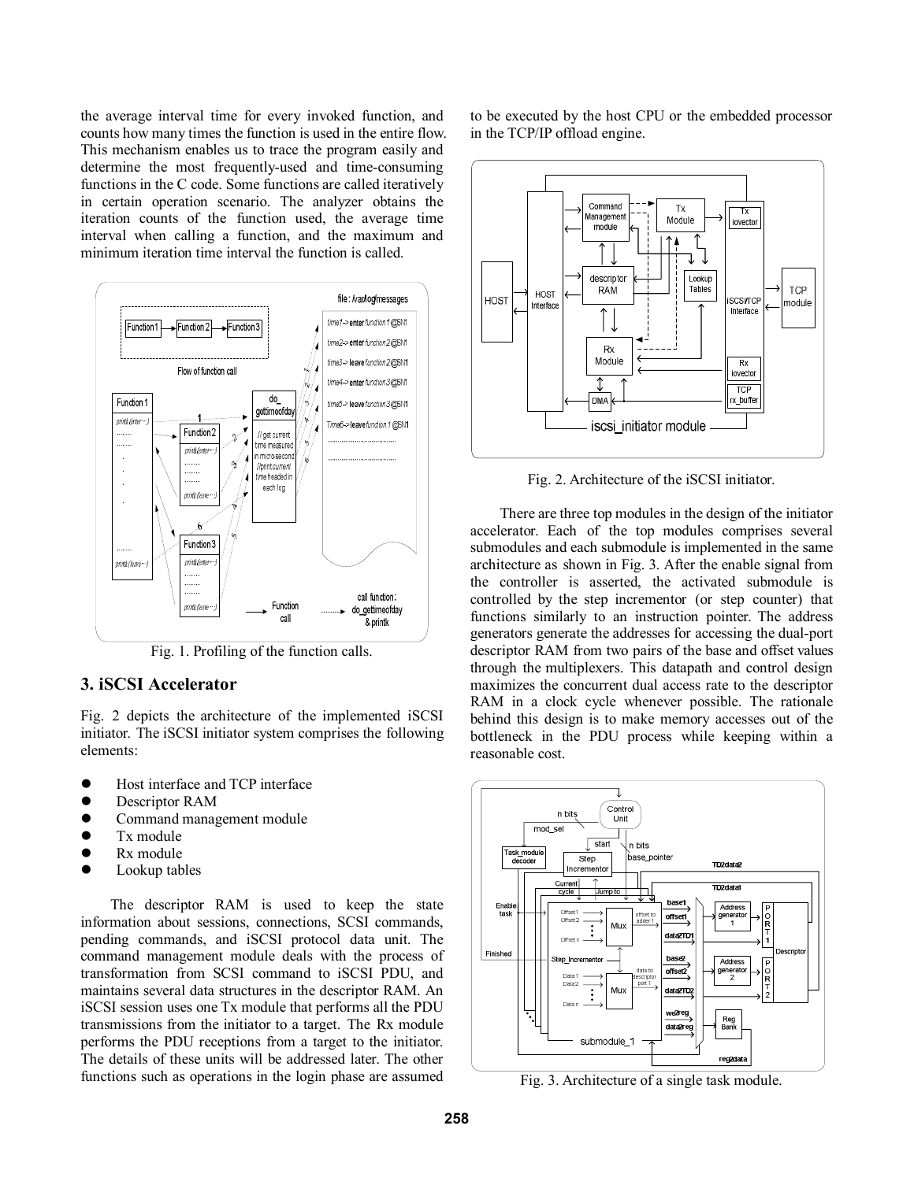the average interval time for every invoked function, and counts how many times the function is used in the entire flow. This mechanism enables us to trace the program easily and determine the most frequently-used and time-consuming functions in the C code. Some functions are called iteratively in certain operation scenario. The analyzer obtains the iteration counts of the function used, the average time interval when calling a function, and the maximum and minimum iteration time interval the function is called.

Fig. 1. Profiling of the function calls.

## 3. iSCSI Accelerator

Fig. 2 depicts the architecture of the implemented iSCSI initiator. The iSCSI initiator system comprises the following elements:

- Host interface and TCP interface
- Descriptor RAM
- Command management module
- Tx module
- Rx module
- Lookup tables

The descriptor RAM is used to keep the state information about sessions, connections, SCSI commands, pending commands, and iSCSI protocol data unit. The command management module deals with the process of transformation from SCSI command to iSCSI PDU, and maintains several data structures in the descriptor RAM. An iSCSI session uses one Tx module that performs all the PDU transmissions from the initiator to a target. The Rx module performs the PDU receptions from a target to the initiator. The details of these units will be addressed later. The other functions such as operations in the login phase are assumed to be executed by the host CPU or the embedded processor in the TCP/IP offload engine.

Fig. 2. Architecture of the iSCSI initiator.

There are three top modules in the design of the initiator accelerator. Each of the top modules comprises several submodules and each submodule is implemented in the same architecture as shown in Fig. 3. After the enable signal from the controller is asserted, the activated submodule is controlled by the step incrementor (or step counter) that functions similarly to an instruction pointer. The address generators generate the addresses for accessing the dual-port descriptor RAM from two pairs of the base and offset values through the multiplexers. This datapath and control design maximizes the concurrent dual access rate to the descriptor RAM in a clock cycle whenever possible. The rationale behind this design is to make memory accesses out of the bottleneck in the PDU process while keeping within a reasonable cost.

Fig. 3. Architecture of a single task module.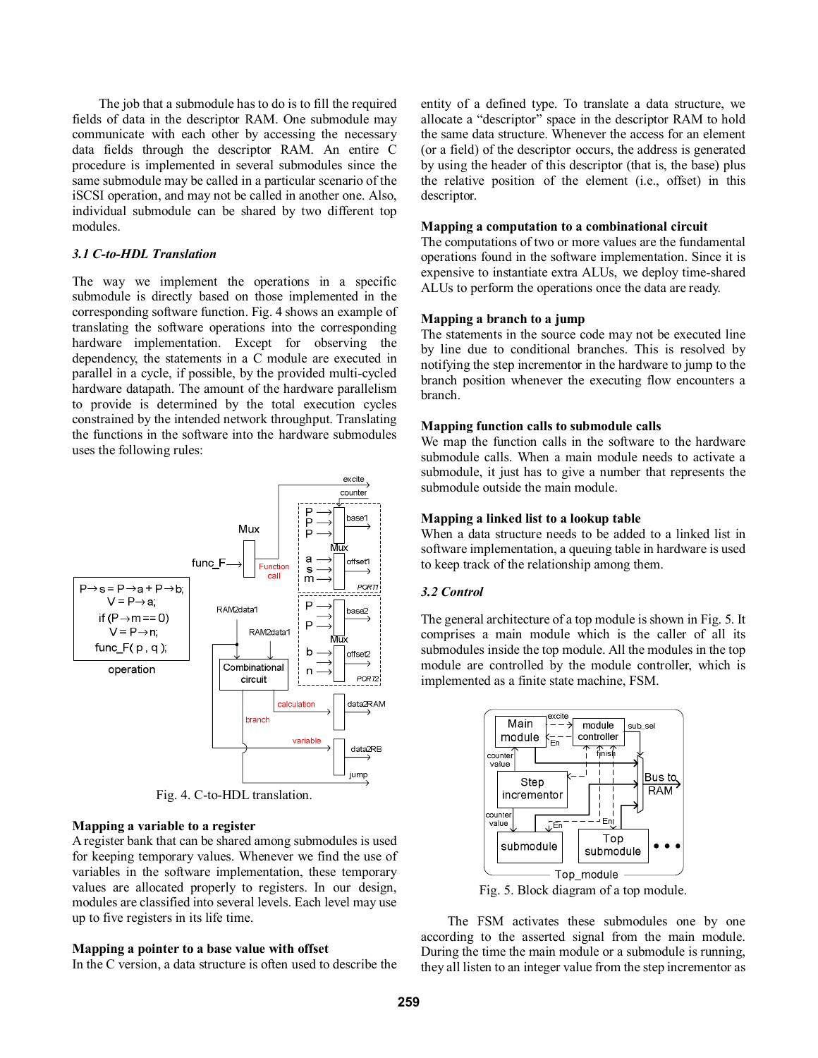The job that a submodule has to do is to fill the required fields of data in the descriptor RAM. One submodule may communicate with each other by accessing the necessary data fields through the descriptor RAM. An entire C procedure is implemented in several submodules since the same submodule may be called in a particular scenario of the iSCSI operation, and may not be called in another one. Also, individual submodule can be shared by two different top modules.

### *3.1 C-to-HDL Translation*

The way we implement the operations in a specific submodule is directly based on those implemented in the corresponding software function. Fig. 4 shows an example of translating the software operations into the corresponding hardware implementation. Except for observing the dependency, the statements in a C module are executed in parallel in a cycle, if possible, by the provided multi-cycled hardware datapath. The amount of the hardware parallelism to provide is determined by the total execution cycles constrained by the intended network throughput. Translating the functions in the software into the hardware submodules uses the following rules:

P→s = P→a + P→b;
V = P→a;
if (P→m == 0)
V = P→n;
func_F( p , q );
operation

func_F
Mux
Function call
excite
counter
P
P
P
base1
Mux
a
s
m
offset1
PORT1
P
P
base2
Mux
b
n
offset2
PORT2
RAM2data1
RAM2data1
Combinational circuit
calculation
data2RAM
branch
variable
data2RB
jump

Fig. 4. C-to-HDL translation.

**Mapping a variable to a register**
A register bank that can be shared among submodules is used for keeping temporary values. Whenever we find the use of variables in the software implementation, these temporary values are allocated properly to registers. In our design, modules are classified into several levels. Each level may use up to five registers in its life time.

**Mapping a pointer to a base value with offset**
In the C version, a data structure is often used to describe the entity of a defined type. To translate a data structure, we allocate a "descriptor" space in the descriptor RAM to hold the same data structure. Whenever the access for an element (or a field) of the descriptor occurs, the address is generated by using the header of this descriptor (that is, the base) plus the relative position of the element (i.e., offset) in this descriptor.

**Mapping a computation to a combinational circuit**
The computations of two or more values are the fundamental operations found in the software implementation. Since it is expensive to instantiate extra ALUs, we deploy time-shared ALUs to perform the operations once the data are ready.

**Mapping a branch to a jump**
The statements in the source code may not be executed line by line due to conditional branches. This is resolved by notifying the step incrementor in the hardware to jump to the branch position whenever the executing flow encounters a branch.

**Mapping function calls to submodule calls**
We map the function calls in the software to the hardware submodule calls. When a main module needs to activate a submodule, it just has to give a number that represents the submodule outside the main module.

**Mapping a linked list to a lookup table**
When a data structure needs to be added to a linked list in software implementation, a queuing table in hardware is used to keep track of the relationship among them.

### *3.2 Control*

The general architecture of a top module is shown in Fig. 5. It comprises a main module which is the caller of all its submodules inside the top module. All the modules in the top module are controlled by the module controller, which is implemented as a finite state machine, FSM.

Main module
excite
En
module controller
sub_sel
counter value
finish
Step incrementor
Bus to RAM
counter value
En
En
submodule
Top submodule
• • •
Top_module

Fig. 5. Block diagram of a top module.

The FSM activates these submodules one by one according to the asserted signal from the main module. During the time the main module or a submodule is running, they all listen to an integer value from the step incrementor as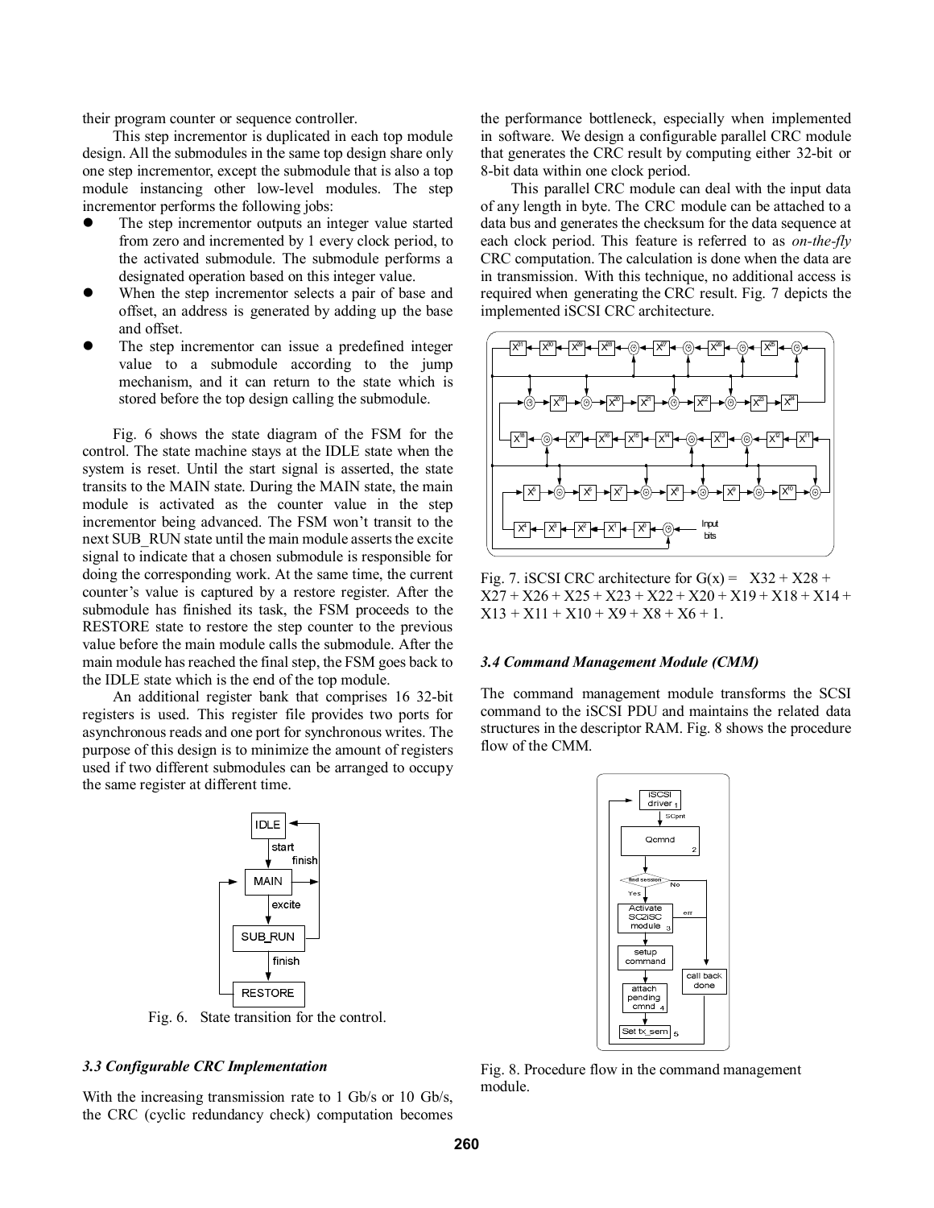their program counter or sequence controller.

This step incrementor is duplicated in each top module design. All the submodules in the same top design share only one step incrementor, except the submodule that is also a top module instancing other low-level modules. The step incrementor performs the following jobs:

- The step incrementor outputs an integer value started from zero and incremented by 1 every clock period, to the activated submodule. The submodule performs a designated operation based on this integer value.
- When the step incrementor selects a pair of base and offset, an address is generated by adding up the base and offset.
- The step incrementor can issue a predefined integer value to a submodule according to the jump mechanism, and it can return to the state which is stored before the top design calling the submodule.

Fig. 6 shows the state diagram of the FSM for the control. The state machine stays at the IDLE state when the system is reset. Until the start signal is asserted, the state transits to the MAIN state. During the MAIN state, the main module is activated as the counter value in the step incrementor being advanced. The FSM won't transit to the next SUB_RUN state until the main module asserts the excite signal to indicate that a chosen submodule is responsible for doing the corresponding work. At the same time, the current counter's value is captured by a restore register. After the submodule has finished its task, the FSM proceeds to the RESTORE state to restore the step counter to the previous value before the main module calls the submodule. After the main module has reached the final step, the FSM goes back to the IDLE state which is the end of the top module.

An additional register bank that comprises 16 32-bit registers is used. This register file provides two ports for asynchronous reads and one port for synchronous writes. The purpose of this design is to minimize the amount of registers used if two different submodules can be arranged to occupy the same register at different time.

Fig. 6. State transition for the control.

### 3.3 Configurable CRC Implementation

With the increasing transmission rate to 1 Gb/s or 10 Gb/s, the CRC (cyclic redundancy check) computation becomes the performance bottleneck, especially when implemented in software. We design a configurable parallel CRC module that generates the CRC result by computing either 32-bit or 8-bit data within one clock period.

This parallel CRC module can deal with the input data of any length in byte. The CRC module can be attached to a data bus and generates the checksum for the data sequence at each clock period. This feature is referred to as *on-the-fly* CRC computation. The calculation is done when the data are in transmission. With this technique, no additional access is required when generating the CRC result. Fig. 7 depicts the implemented iSCSI CRC architecture.

Fig. 7. iSCSI CRC architecture for $G(x) = X^{32} + X^{28} + X^{27} + X^{26} + X^{25} + X^{23} + X^{22} + X^{20} + X^{19} + X^{18} + X^{14} + X^{13} + X^{11} + X^{10} + X^{9} + X^{8} + X^{6} + 1$.

### 3.4 Command Management Module (CMM)

The command management module transforms the SCSI command to the iSCSI PDU and maintains the related data structures in the descriptor RAM. Fig. 8 shows the procedure flow of the CMM.

Fig. 8. Procedure flow in the command management module.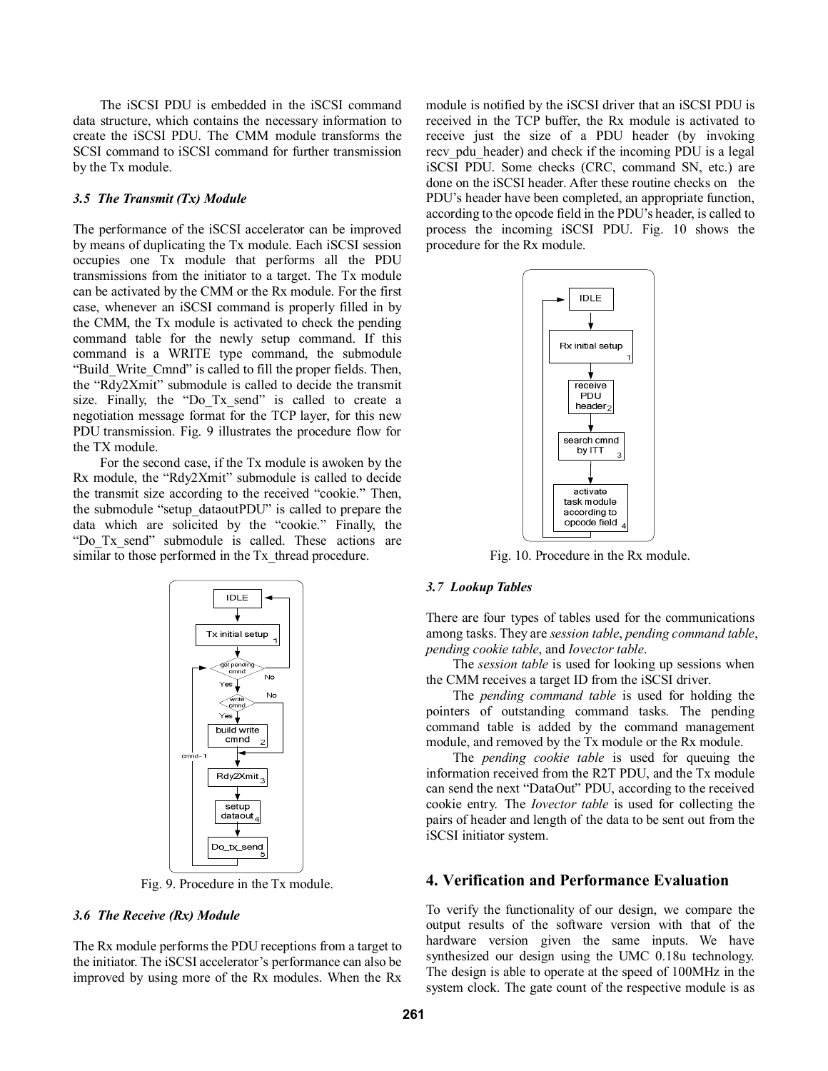The iSCSI PDU is embedded in the iSCSI command data structure, which contains the necessary information to create the iSCSI PDU. The CMM module transforms the SCSI command to iSCSI command for further transmission by the Tx module.

### *3.5 The Transmit (Tx) Module*

The performance of the iSCSI accelerator can be improved by means of duplicating the Tx module. Each iSCSI session occupies one Tx module that performs all the PDU transmissions from the initiator to a target. The Tx module can be activated by the CMM or the Rx module. For the first case, whenever an iSCSI command is properly filled in by the CMM, the Tx module is activated to check the pending command table for the newly setup command. If this command is a WRITE type command, the submodule "Build_Write_Cmnd" is called to fill the proper fields. Then, the "Rdy2Xmit" submodule is called to decide the transmit size. Finally, the "Do_Tx_send" is called to create a negotiation message format for the TCP layer, for this new PDU transmission. Fig. 9 illustrates the procedure flow for the TX module.

For the second case, if the Tx module is awoken by the Rx module, the "Rdy2Xmit" submodule is called to decide the transmit size according to the received "cookie." Then, the submodule "setup_dataoutPDU" is called to prepare the data which are solicited by the "cookie." Finally, the "Do_Tx_send" submodule is called. These actions are similar to those performed in the Tx_thread procedure.

Fig. 9. Procedure in the Tx module.

### *3.6 The Receive (Rx) Module*

The Rx module performs the PDU receptions from a target to the initiator. The iSCSI accelerator's performance can also be improved by using more of the Rx modules. When the Rx module is notified by the iSCSI driver that an iSCSI PDU is received in the TCP buffer, the Rx module is activated to receive just the size of a PDU header (by invoking recv_pdu_header) and check if the incoming PDU is a legal iSCSI PDU. Some checks (CRC, command SN, etc.) are done on the iSCSI header. After these routine checks on the PDU's header have been completed, an appropriate function, according to the opcode field in the PDU's header, is called to process the incoming iSCSI PDU. Fig. 10 shows the procedure for the Rx module.

Fig. 10. Procedure in the Rx module.

### *3.7 Lookup Tables*

There are four types of tables used for the communications among tasks. They are *session table*, *pending command table*, *pending cookie table*, and *Iovector table*.

The *session table* is used for looking up sessions when the CMM receives a target ID from the iSCSI driver.

The *pending command table* is used for holding the pointers of outstanding command tasks. The pending command table is added by the command management module, and removed by the Tx module or the Rx module.

The *pending cookie table* is used for queuing the information received from the R2T PDU, and the Tx module can send the next "DataOut" PDU, according to the received cookie entry. The *Iovector table* is used for collecting the pairs of header and length of the data to be sent out from the iSCSI initiator system.

## 4. Verification and Performance Evaluation

To verify the functionality of our design, we compare the output results of the software version with that of the hardware version given the same inputs. We have synthesized our design using the UMC 0.18u technology. The design is able to operate at the speed of 100MHz in the system clock. The gate count of the respective module is as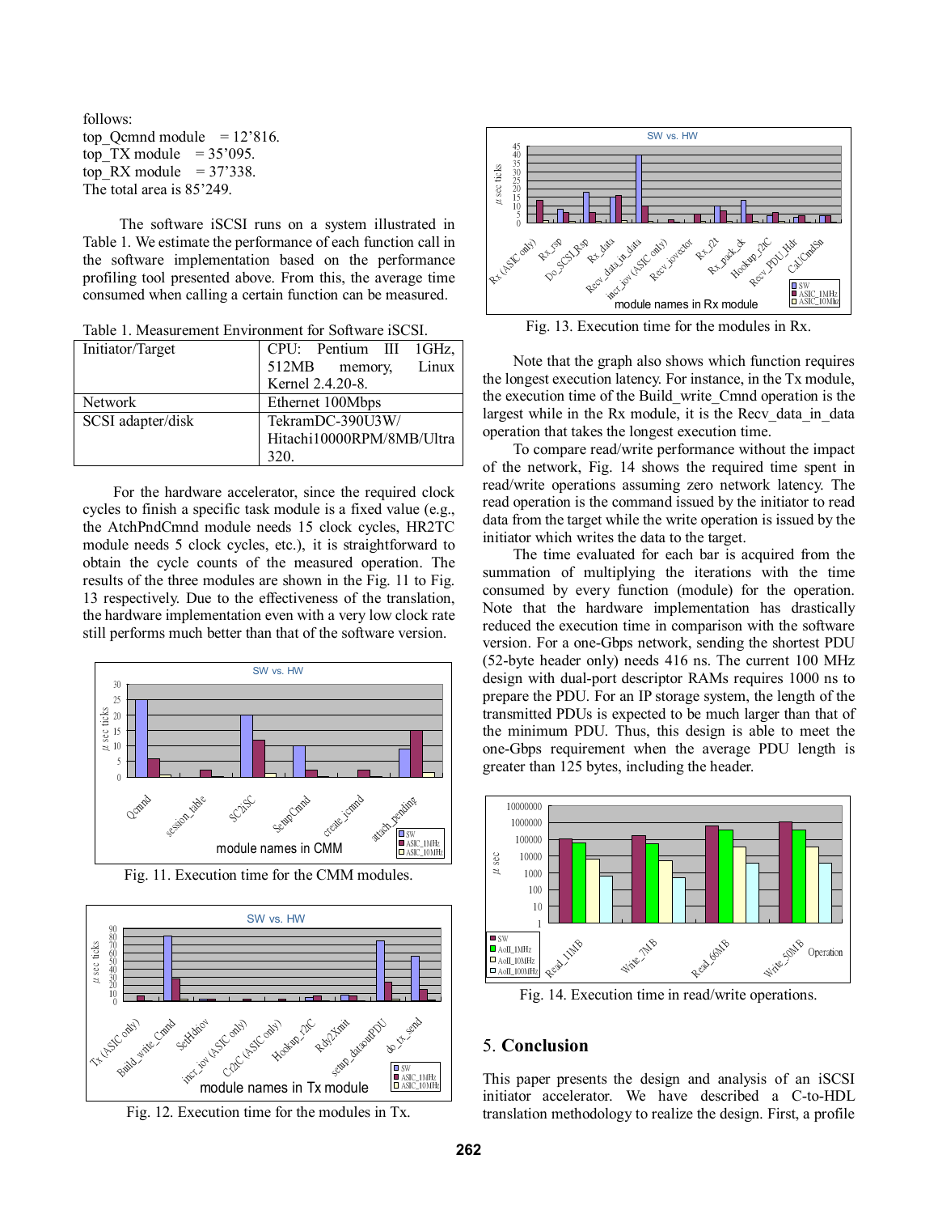follows:
top_Qcmnd module = 12'816.
top_TX module = 35'095.
top_RX module = 37'338.
The total area is 85'249.

The software iSCSI runs on a system illustrated in Table 1. We estimate the performance of each function call in the software implementation based on the performance profiling tool presented above. From this, the average time consumed when calling a certain function can be measured.

Table 1. Measurement Environment for Software iSCSI.

| Initiator/Target | CPU: Pentium III 1GHz, 512MB memory, Linux Kernel 2.4.20-8. |
|---|---|
| Network | Ethernet 100Mbps |
| SCSI adapter/disk | TekramDC-390U3W/ Hitachi10000RPM/8MB/Ultra 320. |

For the hardware accelerator, since the required clock cycles to finish a specific task module is a fixed value (e.g., the AtchPndCmnd module needs 15 clock cycles, HR2TC module needs 5 clock cycles, etc.), it is straightforward to obtain the cycle counts of the measured operation. The results of the three modules are shown in the Fig. 11 to Fig. 13 respectively. Due to the effectiveness of the translation, the hardware implementation even with a very low clock rate still performs much better than that of the software version.

Fig. 11. Execution time for the CMM modules.

Fig. 12. Execution time for the modules in Tx.

Fig. 13. Execution time for the modules in Rx.

Note that the graph also shows which function requires the longest execution latency. For instance, in the Tx module, the execution time of the Build_write_Cmnd operation is the largest while in the Rx module, it is the Recv_data_in_data operation that takes the longest execution time.

To compare read/write performance without the impact of the network, Fig. 14 shows the required time spent in read/write operations assuming zero network latency. The read operation is the command issued by the initiator to read data from the target while the write operation is issued by the initiator which writes the data to the target.

The time evaluated for each bar is acquired from the summation of multiplying the iterations with the time consumed by every function (module) for the operation. Note that the hardware implementation has drastically reduced the execution time in comparison with the software version. For a one-Gbps network, sending the shortest PDU (52-byte header only) needs 416 ns. The current 100 MHz design with dual-port descriptor RAMs requires 1000 ns to prepare the PDU. For an IP storage system, the length of the transmitted PDUs is expected to be much larger than that of the minimum PDU. Thus, this design is able to meet the one-Gbps requirement when the average PDU length is greater than 125 bytes, including the header.

Fig. 14. Execution time in read/write operations.

## 5. Conclusion

This paper presents the design and analysis of an iSCSI initiator accelerator. We have described a C-to-HDL translation methodology to realize the design. First, a profile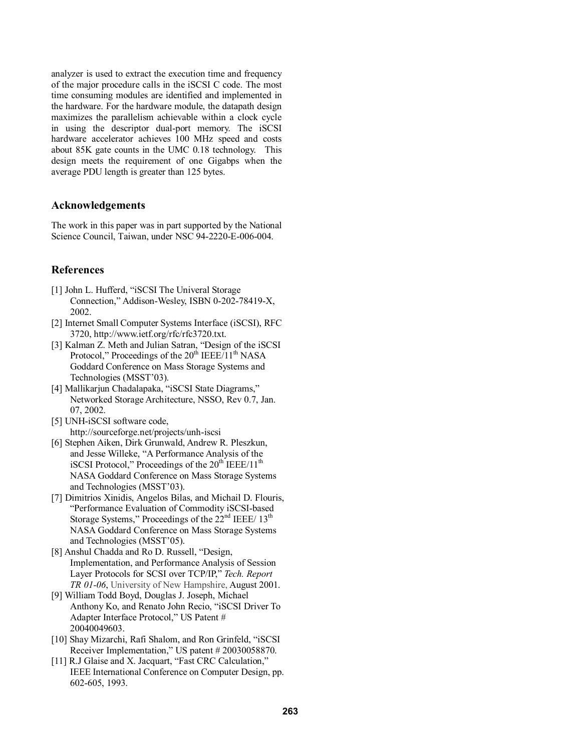analyzer is used to extract the execution time and frequency of the major procedure calls in the iSCSI C code. The most time consuming modules are identified and implemented in the hardware. For the hardware module, the datapath design maximizes the parallelism achievable within a clock cycle in using the descriptor dual-port memory. The iSCSI hardware accelerator achieves 100 MHz speed and costs about 85K gate counts in the UMC 0.18 technology. This design meets the requirement of one Gigabps when the average PDU length is greater than 125 bytes.

## Acknowledgements

The work in this paper was in part supported by the National Science Council, Taiwan, under NSC 94-2220-E-006-004.

## References

[1] John L. Hufferd, "iSCSI The Univeral Storage Connection," Addison-Wesley, ISBN 0-202-78419-X, 2002.

[2] Internet Small Computer Systems Interface (iSCSI), RFC 3720, http://www.ietf.org/rfc/rfc3720.txt.

[3] Kalman Z. Meth and Julian Satran, "Design of the iSCSI Protocol," Proceedings of the 20th IEEE/11th NASA Goddard Conference on Mass Storage Systems and Technologies (MSST'03).

[4] Mallikarjun Chadalapaka, "iSCSI State Diagrams," Networked Storage Architecture, NSSO, Rev 0.7, Jan. 07, 2002.

[5] UNH-iSCSI software code, http://sourceforge.net/projects/unh-iscsi

[6] Stephen Aiken, Dirk Grunwald, Andrew R. Pleszkun, and Jesse Willeke, "A Performance Analysis of the iSCSI Protocol," Proceedings of the 20th IEEE/11th NASA Goddard Conference on Mass Storage Systems and Technologies (MSST'03).

[7] Dimitrios Xinidis, Angelos Bilas, and Michail D. Flouris, "Performance Evaluation of Commodity iSCSI-based Storage Systems," Proceedings of the 22nd IEEE/ 13th NASA Goddard Conference on Mass Storage Systems and Technologies (MSST'05).

[8] Anshul Chadda and Ro D. Russell, "Design, Implementation, and Performance Analysis of Session Layer Protocols for SCSI over TCP/IP," *Tech. Report TR 01-06*, University of New Hampshire, August 2001.

[9] William Todd Boyd, Douglas J. Joseph, Michael Anthony Ko, and Renato John Recio, "iSCSI Driver To Adapter Interface Protocol," US Patent # 20040049603.

[10] Shay Mizarchi, Rafi Shalom, and Ron Grinfeld, "iSCSI Receiver Implementation," US patent # 20030058870.

[11] R.J Glaise and X. Jacquart, "Fast CRC Calculation," IEEE International Conference on Computer Design, pp. 602-605, 1993.